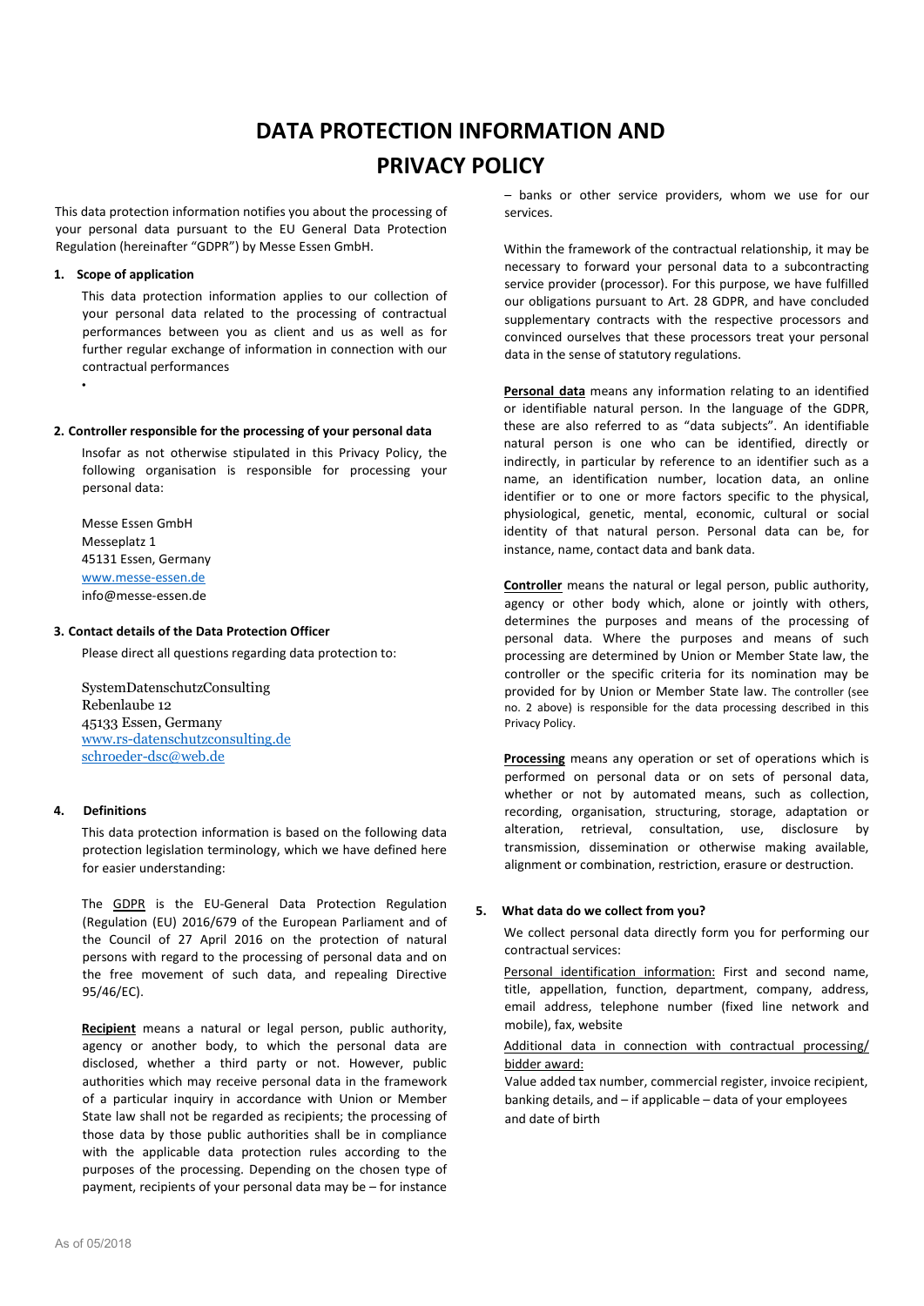# DATA PROTECTION INFORMATION AND PRIVACY POLICY

This data protection information notifies you about the processing of your personal data pursuant to the EU General Data Protection Regulation (hereinafter "GDPR") by Messe Essen GmbH.

## 1. Scope of application

This data protection information applies to our collection of your personal data related to the processing of contractual performances between you as client and us as well as for further regular exchange of information in connection with our contractual performances

•

## 2. Controller responsible for the processing of your personal data

Insofar as not otherwise stipulated in this Privacy Policy, the following organisation is responsible for processing your personal data:

Messe Essen GmbH
Messeplatz 1
45131 Essen, Germany
www.messe-essen.de
info@messe-essen.de

## 3. Contact details of the Data Protection Officer

Please direct all questions regarding data protection to:

SystemDatenschutzConsulting
Rebenlaube 12
45133 Essen, Germany
www.rs-datenschutzconsulting.de
schroeder-dsc@web.de

## 4. Definitions

This data protection information is based on the following data protection legislation terminology, which we have defined here for easier understanding:

The GDPR is the EU-General Data Protection Regulation (Regulation (EU) 2016/679 of the European Parliament and of the Council of 27 April 2016 on the protection of natural persons with regard to the processing of personal data and on the free movement of such data, and repealing Directive 95/46/EC).

**Recipient** means a natural or legal person, public authority, agency or another body, to which the personal data are disclosed, whether a third party or not. However, public authorities which may receive personal data in the framework of a particular inquiry in accordance with Union or Member State law shall not be regarded as recipients; the processing of those data by those public authorities shall be in compliance with the applicable data protection rules according to the purposes of the processing. Depending on the chosen type of payment, recipients of your personal data may be – for instance – banks or other service providers, whom we use for our services.

Within the framework of the contractual relationship, it may be necessary to forward your personal data to a subcontracting service provider (processor). For this purpose, we have fulfilled our obligations pursuant to Art. 28 GDPR, and have concluded supplementary contracts with the respective processors and convinced ourselves that these processors treat your personal data in the sense of statutory regulations.

**Personal data** means any information relating to an identified or identifiable natural person. In the language of the GDPR, these are also referred to as "data subjects". An identifiable natural person is one who can be identified, directly or indirectly, in particular by reference to an identifier such as a name, an identification number, location data, an online identifier or to one or more factors specific to the physical, physiological, genetic, mental, economic, cultural or social identity of that natural person. Personal data can be, for instance, name, contact data and bank data.

**Controller** means the natural or legal person, public authority, agency or other body which, alone or jointly with others, determines the purposes and means of the processing of personal data. Where the purposes and means of such processing are determined by Union or Member State law, the controller or the specific criteria for its nomination may be provided for by Union or Member State law. The controller (see no. 2 above) is responsible for the data processing described in this Privacy Policy.

**Processing** means any operation or set of operations which is performed on personal data or on sets of personal data, whether or not by automated means, such as collection, recording, organisation, structuring, storage, adaptation or alteration, retrieval, consultation, use, disclosure by transmission, dissemination or otherwise making available, alignment or combination, restriction, erasure or destruction.

## 5. What data do we collect from you?

We collect personal data directly form you for performing our contractual services:

Personal identification information: First and second name, title, appellation, function, department, company, address, email address, telephone number (fixed line network and mobile), fax, website

Additional data in connection with contractual processing/ bidder award:
Value added tax number, commercial register, invoice recipient, banking details, and – if applicable – data of your employees and date of birth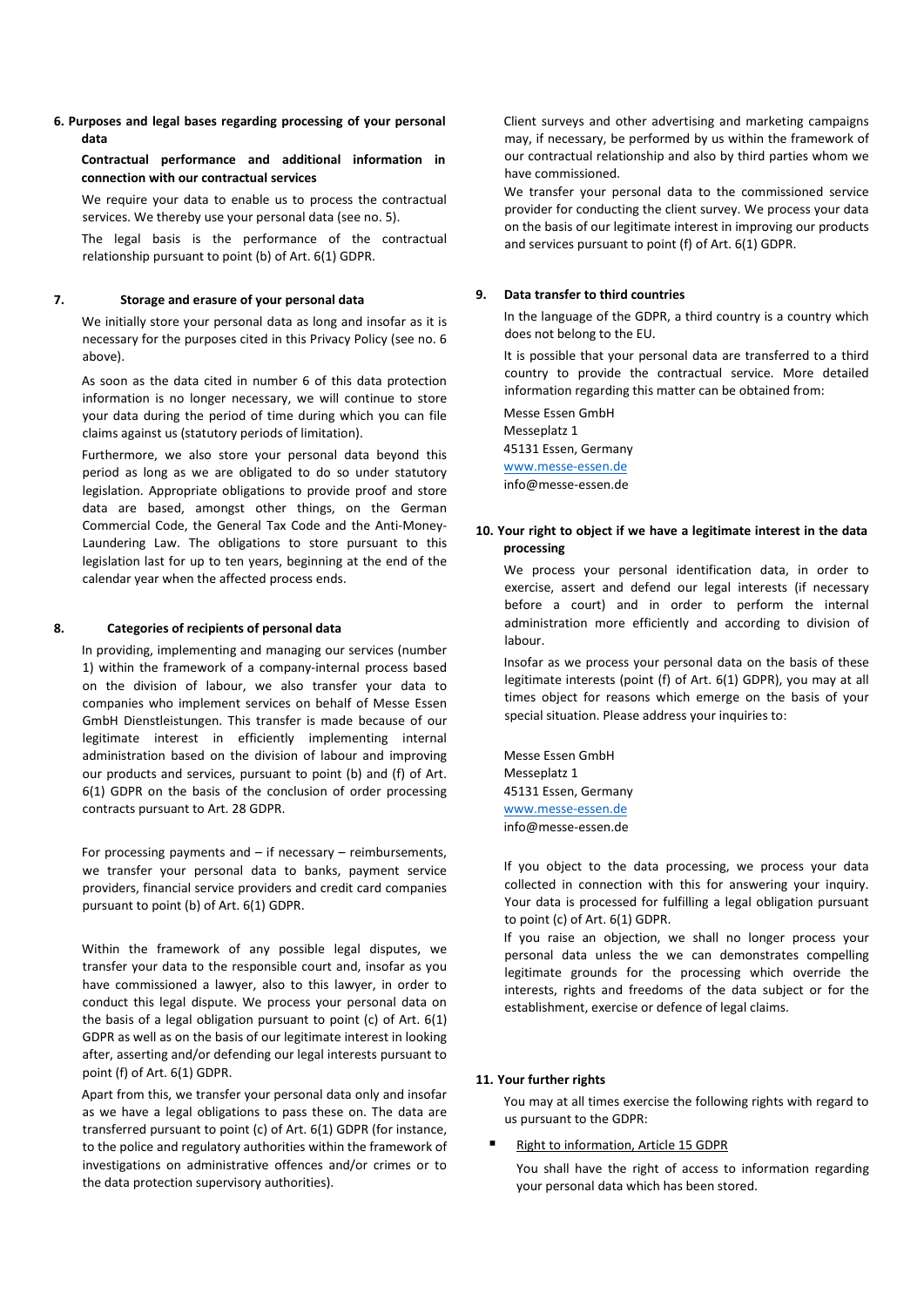## 6. Purposes and legal bases regarding processing of your personal data

**Contractual performance and additional information in connection with our contractual services**

We require your data to enable us to process the contractual services. We thereby use your personal data (see no. 5).

The legal basis is the performance of the contractual relationship pursuant to point (b) of Art. 6(1) GDPR.

## 7. Storage and erasure of your personal data

We initially store your personal data as long and insofar as it is necessary for the purposes cited in this Privacy Policy (see no. 6 above).

As soon as the data cited in number 6 of this data protection information is no longer necessary, we will continue to store your data during the period of time during which you can file claims against us (statutory periods of limitation).

Furthermore, we also store your personal data beyond this period as long as we are obligated to do so under statutory legislation. Appropriate obligations to provide proof and store data are based, amongst other things, on the German Commercial Code, the General Tax Code and the Anti-Money-Laundering Law. The obligations to store pursuant to this legislation last for up to ten years, beginning at the end of the calendar year when the affected process ends.

## 8. Categories of recipients of personal data

In providing, implementing and managing our services (number 1) within the framework of a company-internal process based on the division of labour, we also transfer your data to companies who implement services on behalf of Messe Essen GmbH Dienstleistungen. This transfer is made because of our legitimate interest in efficiently implementing internal administration based on the division of labour and improving our products and services, pursuant to point (b) and (f) of Art. 6(1) GDPR on the basis of the conclusion of order processing contracts pursuant to Art. 28 GDPR.

For processing payments and – if necessary – reimbursements, we transfer your personal data to banks, payment service providers, financial service providers and credit card companies pursuant to point (b) of Art. 6(1) GDPR.

Within the framework of any possible legal disputes, we transfer your data to the responsible court and, insofar as you have commissioned a lawyer, also to this lawyer, in order to conduct this legal dispute. We process your personal data on the basis of a legal obligation pursuant to point (c) of Art. 6(1) GDPR as well as on the basis of our legitimate interest in looking after, asserting and/or defending our legal interests pursuant to point (f) of Art. 6(1) GDPR.

Apart from this, we transfer your personal data only and insofar as we have a legal obligations to pass these on. The data are transferred pursuant to point (c) of Art. 6(1) GDPR (for instance, to the police and regulatory authorities within the framework of investigations on administrative offences and/or crimes or to the data protection supervisory authorities).

Client surveys and other advertising and marketing campaigns may, if necessary, be performed by us within the framework of our contractual relationship and also by third parties whom we have commissioned.

We transfer your personal data to the commissioned service provider for conducting the client survey. We process your data on the basis of our legitimate interest in improving our products and services pursuant to point (f) of Art. 6(1) GDPR.

## 9. Data transfer to third countries

In the language of the GDPR, a third country is a country which does not belong to the EU.

It is possible that your personal data are transferred to a third country to provide the contractual service. More detailed information regarding this matter can be obtained from:

Messe Essen GmbH
Messeplatz 1
45131 Essen, Germany
www.messe-essen.de
info@messe-essen.de

## 10. Your right to object if we have a legitimate interest in the data processing

We process your personal identification data, in order to exercise, assert and defend our legal interests (if necessary before a court) and in order to perform the internal administration more efficiently and according to division of labour.

Insofar as we process your personal data on the basis of these legitimate interests (point (f) of Art. 6(1) GDPR), you may at all times object for reasons which emerge on the basis of your special situation. Please address your inquiries to:

Messe Essen GmbH
Messeplatz 1
45131 Essen, Germany
www.messe-essen.de
info@messe-essen.de

If you object to the data processing, we process your data collected in connection with this for answering your inquiry. Your data is processed for fulfilling a legal obligation pursuant to point (c) of Art. 6(1) GDPR.

If you raise an objection, we shall no longer process your personal data unless the we can demonstrates compelling legitimate grounds for the processing which override the interests, rights and freedoms of the data subject or for the establishment, exercise or defence of legal claims.

## 11. Your further rights

You may at all times exercise the following rights with regard to us pursuant to the GDPR:

- Right to information, Article 15 GDPR

  You shall have the right of access to information regarding your personal data which has been stored.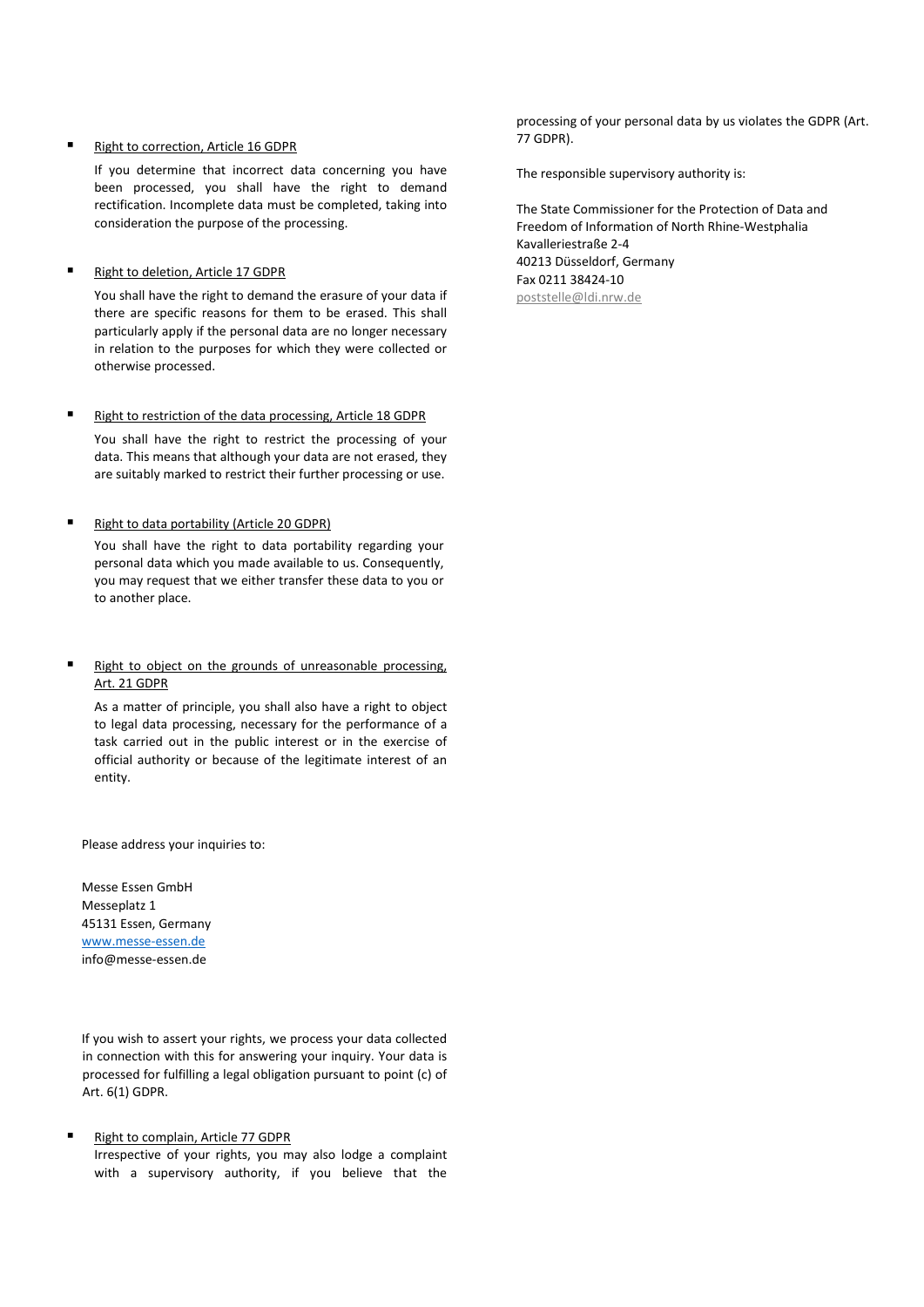- Right to correction, Article 16 GDPR

  If you determine that incorrect data concerning you have been processed, you shall have the right to demand rectification. Incomplete data must be completed, taking into consideration the purpose of the processing.

- Right to deletion, Article 17 GDPR

  You shall have the right to demand the erasure of your data if there are specific reasons for them to be erased. This shall particularly apply if the personal data are no longer necessary in relation to the purposes for which they were collected or otherwise processed.

- Right to restriction of the data processing, Article 18 GDPR

  You shall have the right to restrict the processing of your data. This means that although your data are not erased, they are suitably marked to restrict their further processing or use.

- Right to data portability (Article 20 GDPR)

  You shall have the right to data portability regarding your personal data which you made available to us. Consequently, you may request that we either transfer these data to you or to another place.

- Right to object on the grounds of unreasonable processing, Art. 21 GDPR

  As a matter of principle, you shall also have a right to object to legal data processing, necessary for the performance of a task carried out in the public interest or in the exercise of official authority or because of the legitimate interest of an entity.

Please address your inquiries to:

Messe Essen GmbH
Messeplatz 1
45131 Essen, Germany
www.messe-essen.de
info@messe-essen.de

If you wish to assert your rights, we process your data collected in connection with this for answering your inquiry. Your data is processed for fulfilling a legal obligation pursuant to point (c) of Art. 6(1) GDPR.

- Right to complain, Article 77 GDPR

  Irrespective of your rights, you may also lodge a complaint with a supervisory authority, if you believe that the processing of your personal data by us violates the GDPR (Art. 77 GDPR).

The responsible supervisory authority is:

The State Commissioner for the Protection of Data and Freedom of Information of North Rhine-Westphalia
Kavalleriestraße 2-4
40213 Düsseldorf, Germany
Fax 0211 38424-10
poststelle@ldi.nrw.de